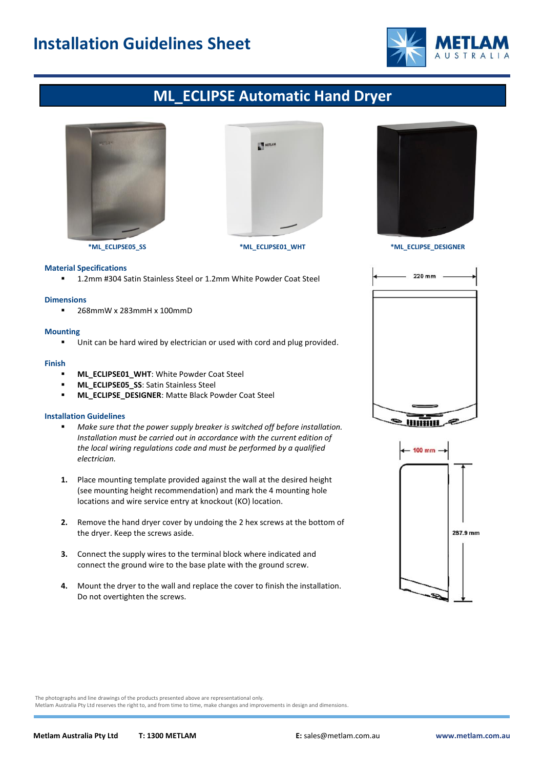# Installation Guidelines Sheet

## ML_ECLIPSE Automatic Hand Dryer

*ML_ECLIPSE05_SS

*ML_ECLIPSE01_WHT

*ML_ECLIPSE_DESIGNER

### Material Specifications

- 1.2mm #304 Satin Stainless Steel or 1.2mm White Powder Coat Steel

### Dimensions

- 268mmW x 283mmH x 100mmD

### Mounting

- Unit can be hard wired by electrician or used with cord and plug provided.

### Finish

- **ML_ECLIPSE01_WHT**: White Powder Coat Steel
- **ML_ECLIPSE05_SS**: Satin Stainless Steel
- **ML_ECLIPSE_DESIGNER**: Matte Black Powder Coat Steel

### Installation Guidelines

- *Make sure that the power supply breaker is switched off before installation. Installation must be carried out in accordance with the current edition of the local wiring regulations code and must be performed by a qualified electrician.*

1. Place mounting template provided against the wall at the desired height (see mounting height recommendation) and mark the 4 mounting hole locations and wire service entry at knockout (KO) location.
2. Remove the hand dryer cover by undoing the 2 hex screws at the bottom of the dryer. Keep the screws aside.
3. Connect the supply wires to the terminal block where indicated and connect the ground wire to the base plate with the ground screw.
4. Mount the dryer to the wall and replace the cover to finish the installation. Do not overtighten the screws.

220 mm

100 mm

287.9 mm

The photographs and line drawings of the products presented above are representational only.
Metlam Australia Pty Ltd reserves the right to, and from time to time, make changes and improvements in design and dimensions.

**Metlam Australia Pty Ltd** **T: 1300 METLAM** **E:** sales@metlam.com.au **www.metlam.com.au**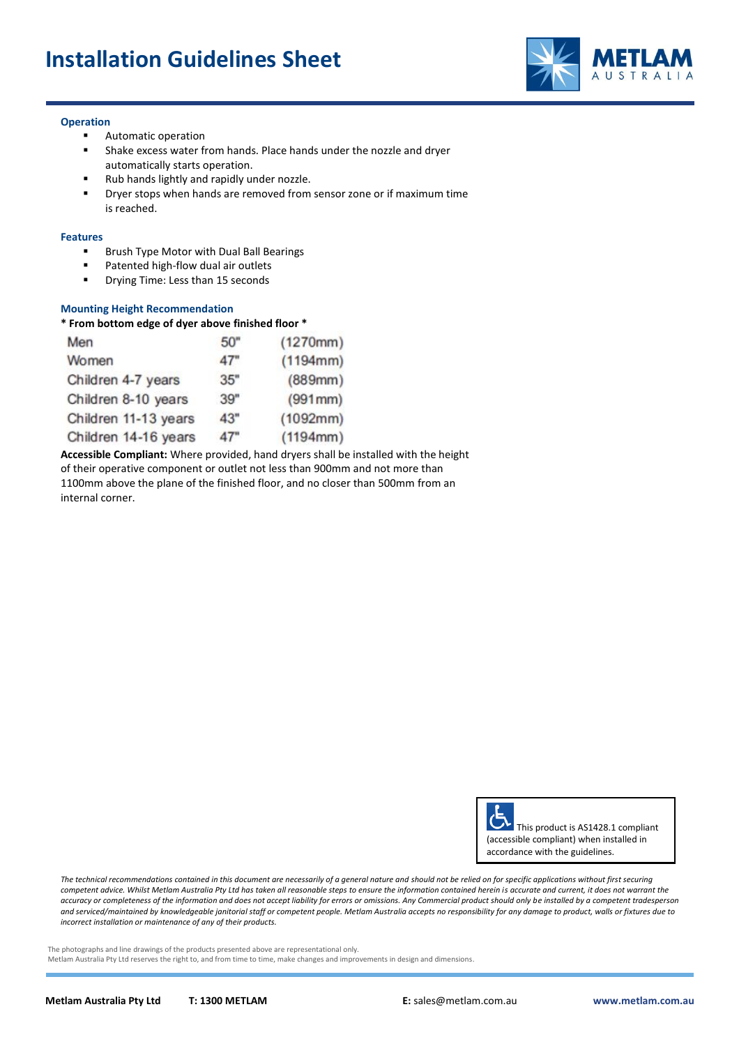# Installation Guidelines Sheet

### Operation

- Automatic operation
- Shake excess water from hands. Place hands under the nozzle and dryer automatically starts operation.
- Rub hands lightly and rapidly under nozzle.
- Dryer stops when hands are removed from sensor zone or if maximum time is reached.

### Features

- Brush Type Motor with Dual Ball Bearings
- Patented high-flow dual air outlets
- Drying Time: Less than 15 seconds

### Mounting Height Recommendation

**\* From bottom edge of dyer above finished floor \***

| | | |
|---|---|---|
| Men | 50" | (1270mm) |
| Women | 47" | (1194mm) |
| Children 4-7 years | 35" | (889mm) |
| Children 8-10 years | 39" | (991mm) |
| Children 11-13 years | 43" | (1092mm) |
| Children 14-16 years | 47" | (1194mm) |

**Accessible Compliant:** Where provided, hand dryers shall be installed with the height of their operative component or outlet not less than 900mm and not more than 1100mm above the plane of the finished floor, and no closer than 500mm from an internal corner.

This product is AS1428.1 compliant (accessible compliant) when installed in accordance with the guidelines.

*The technical recommendations contained in this document are necessarily of a general nature and should not be relied on for specific applications without first securing competent advice. Whilst Metlam Australia Pty Ltd has taken all reasonable steps to ensure the information contained herein is accurate and current, it does not warrant the accuracy or completeness of the information and does not accept liability for errors or omissions. Any Commercial product should only be installed by a competent tradesperson and serviced/maintained by knowledgeable janitorial staff or competent people. Metlam Australia accepts no responsibility for any damage to product, walls or fixtures due to incorrect installation or maintenance of any of their products.*

The photographs and line drawings of the products presented above are representational only.
Metlam Australia Pty Ltd reserves the right to, and from time to time, make changes and improvements in design and dimensions.

**Metlam Australia Pty Ltd** **T: 1300 METLAM** **E:** sales@metlam.com.au **www.metlam.com.au**